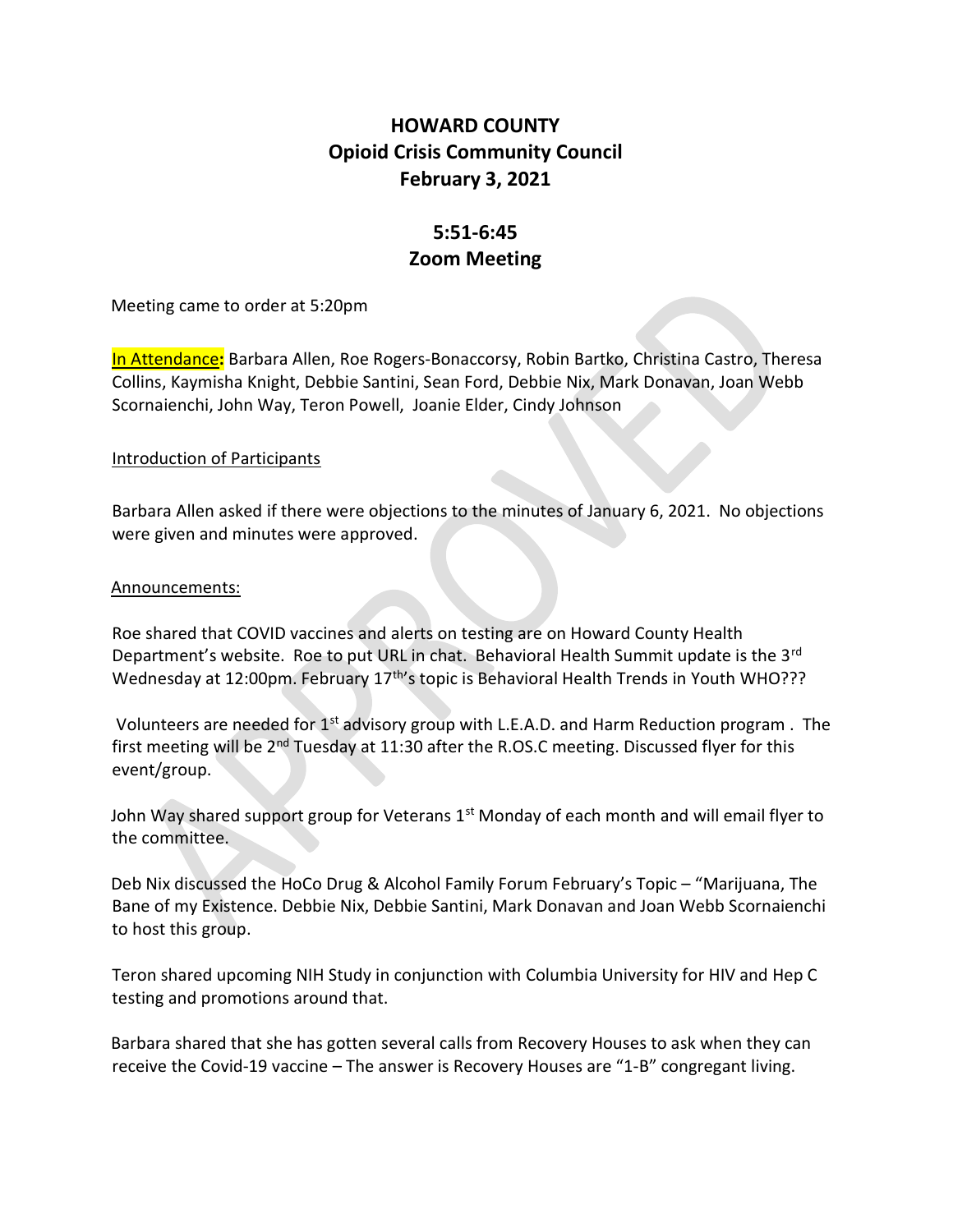# HOWARD COUNTY
## Opioid Crisis Community Council
## February 3, 2021

## 5:51-6:45
## Zoom Meeting

Meeting came to order at 5:20pm

In Attendance**:** Barbara Allen, Roe Rogers-Bonaccorsy, Robin Bartko, Christina Castro, Theresa Collins, Kaymisha Knight, Debbie Santini, Sean Ford, Debbie Nix, Mark Donavan, Joan Webb Scornaienchi, John Way, Teron Powell, Joanie Elder, Cindy Johnson

Introduction of Participants

Barbara Allen asked if there were objections to the minutes of January 6, 2021. No objections were given and minutes were approved.

Announcements:

Roe shared that COVID vaccines and alerts on testing are on Howard County Health Department's website. Roe to put URL in chat. Behavioral Health Summit update is the 3rd Wednesday at 12:00pm. February 17th's topic is Behavioral Health Trends in Youth WHO???

Volunteers are needed for 1st advisory group with L.E.A.D. and Harm Reduction program . The first meeting will be 2nd Tuesday at 11:30 after the R.OS.C meeting. Discussed flyer for this event/group.

John Way shared support group for Veterans 1st Monday of each month and will email flyer to the committee.

Deb Nix discussed the HoCo Drug & Alcohol Family Forum February's Topic – "Marijuana, The Bane of my Existence. Debbie Nix, Debbie Santini, Mark Donavan and Joan Webb Scornaienchi to host this group.

Teron shared upcoming NIH Study in conjunction with Columbia University for HIV and Hep C testing and promotions around that.

Barbara shared that she has gotten several calls from Recovery Houses to ask when they can receive the Covid-19 vaccine – The answer is Recovery Houses are "1-B" congregant living.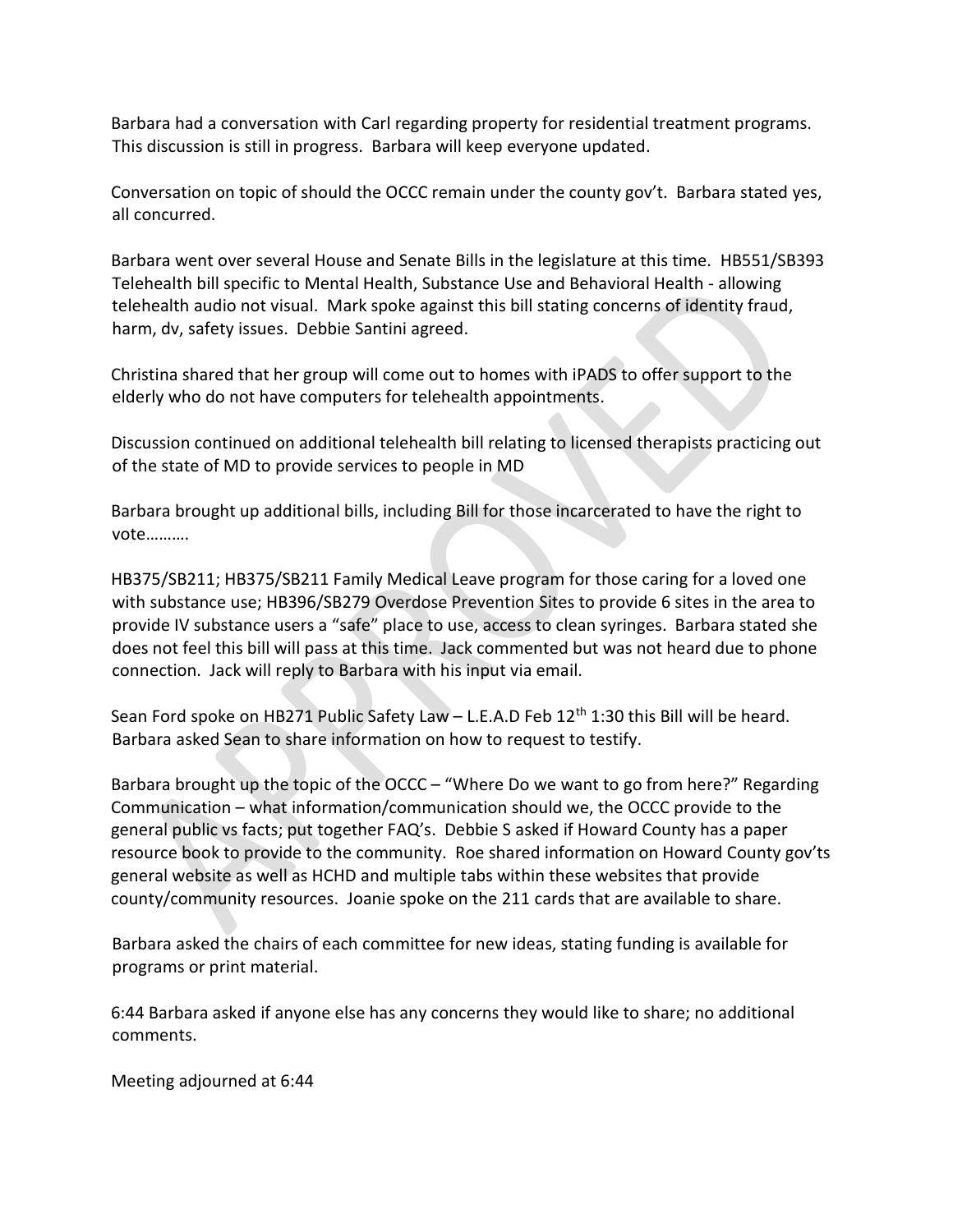Barbara had a conversation with Carl regarding property for residential treatment programs. This discussion is still in progress. Barbara will keep everyone updated.

Conversation on topic of should the OCCC remain under the county gov't. Barbara stated yes, all concurred.

Barbara went over several House and Senate Bills in the legislature at this time. HB551/SB393 Telehealth bill specific to Mental Health, Substance Use and Behavioral Health - allowing telehealth audio not visual. Mark spoke against this bill stating concerns of identity fraud, harm, dv, safety issues. Debbie Santini agreed.

Christina shared that her group will come out to homes with iPADS to offer support to the elderly who do not have computers for telehealth appointments.

Discussion continued on additional telehealth bill relating to licensed therapists practicing out of the state of MD to provide services to people in MD

Barbara brought up additional bills, including Bill for those incarcerated to have the right to vote……….

HB375/SB211; HB375/SB211 Family Medical Leave program for those caring for a loved one with substance use; HB396/SB279 Overdose Prevention Sites to provide 6 sites in the area to provide IV substance users a "safe" place to use, access to clean syringes. Barbara stated she does not feel this bill will pass at this time. Jack commented but was not heard due to phone connection. Jack will reply to Barbara with his input via email.

Sean Ford spoke on HB271 Public Safety Law – L.E.A.D Feb 12th 1:30 this Bill will be heard. Barbara asked Sean to share information on how to request to testify.

Barbara brought up the topic of the OCCC – "Where Do we want to go from here?" Regarding Communication – what information/communication should we, the OCCC provide to the general public vs facts; put together FAQ's. Debbie S asked if Howard County has a paper resource book to provide to the community. Roe shared information on Howard County gov'ts general website as well as HCHD and multiple tabs within these websites that provide county/community resources. Joanie spoke on the 211 cards that are available to share.

Barbara asked the chairs of each committee for new ideas, stating funding is available for programs or print material.

6:44 Barbara asked if anyone else has any concerns they would like to share; no additional comments.

Meeting adjourned at 6:44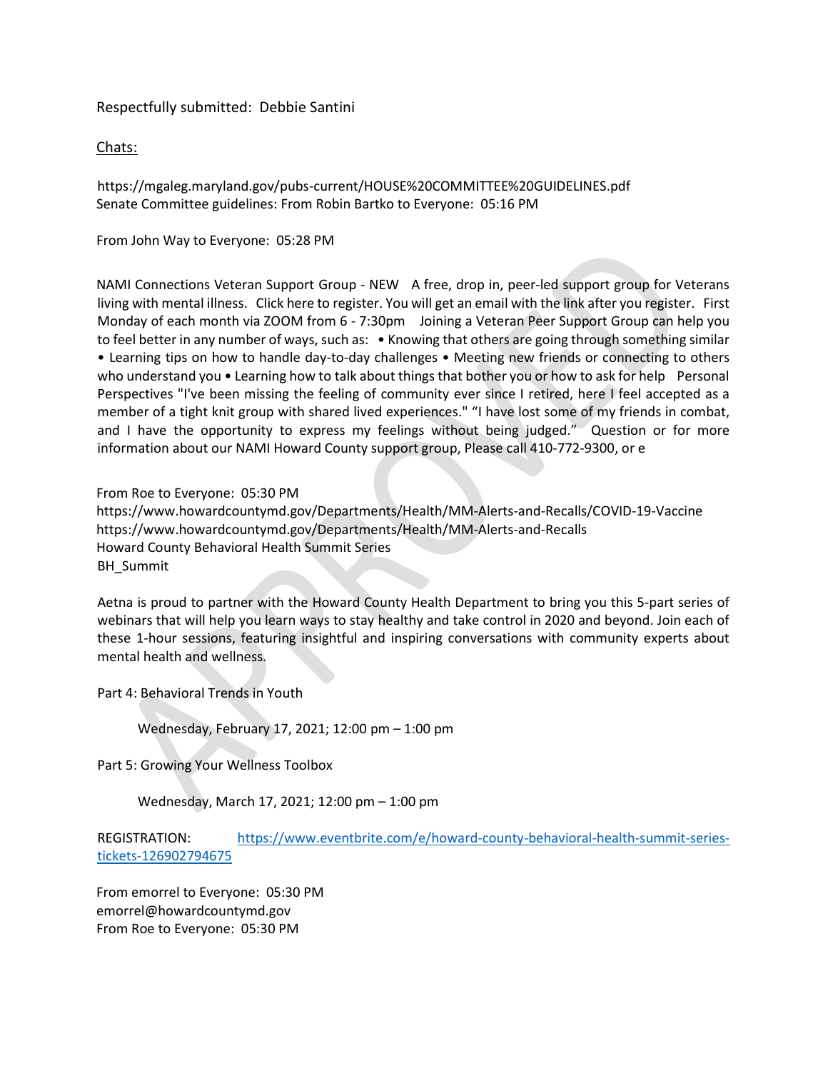Respectfully submitted: Debbie Santini

Chats:

https://mgaleg.maryland.gov/pubs-current/HOUSE%20COMMITTEE%20GUIDELINES.pdf
Senate Committee guidelines: From Robin Bartko to Everyone: 05:16 PM

From John Way to Everyone: 05:28 PM

NAMI Connections Veteran Support Group - NEW A free, drop in, peer-led support group for Veterans living with mental illness. Click here to register. You will get an email with the link after you register. First Monday of each month via ZOOM from 6 - 7:30pm Joining a Veteran Peer Support Group can help you to feel better in any number of ways, such as: • Knowing that others are going through something similar • Learning tips on how to handle day-to-day challenges • Meeting new friends or connecting to others who understand you • Learning how to talk about things that bother you or how to ask for help Personal Perspectives "I've been missing the feeling of community ever since I retired, here I feel accepted as a member of a tight knit group with shared lived experiences." "I have lost some of my friends in combat, and I have the opportunity to express my feelings without being judged." Question or for more information about our NAMI Howard County support group, Please call 410-772-9300, or e

From Roe to Everyone: 05:30 PM
https://www.howardcountymd.gov/Departments/Health/MM-Alerts-and-Recalls/COVID-19-Vaccine
https://www.howardcountymd.gov/Departments/Health/MM-Alerts-and-Recalls
Howard County Behavioral Health Summit Series
BH_Summit

Aetna is proud to partner with the Howard County Health Department to bring you this 5-part series of webinars that will help you learn ways to stay healthy and take control in 2020 and beyond. Join each of these 1-hour sessions, featuring insightful and inspiring conversations with community experts about mental health and wellness.

Part 4: Behavioral Trends in Youth

Wednesday, February 17, 2021; 12:00 pm – 1:00 pm

Part 5: Growing Your Wellness Toolbox

Wednesday, March 17, 2021; 12:00 pm – 1:00 pm

REGISTRATION: https://www.eventbrite.com/e/howard-county-behavioral-health-summit-series-tickets-126902794675

From emorrel to Everyone: 05:30 PM
emorrel@howardcountymd.gov
From Roe to Everyone: 05:30 PM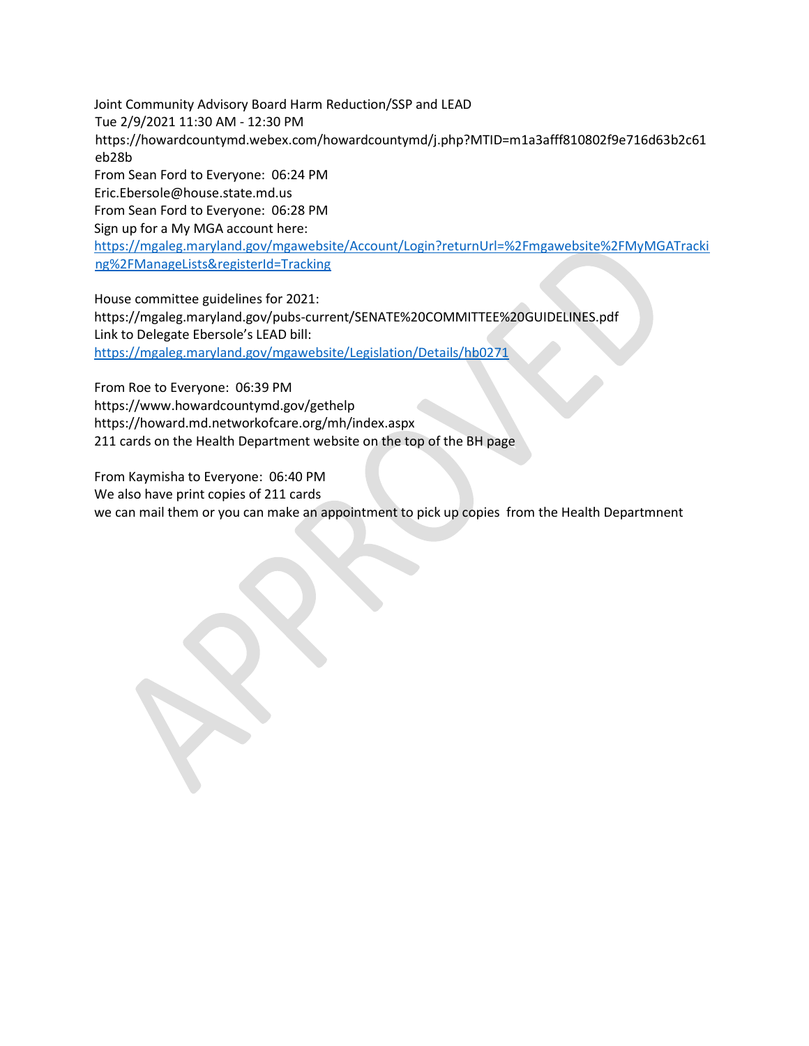Joint Community Advisory Board Harm Reduction/SSP and LEAD
Tue 2/9/2021 11:30 AM - 12:30 PM
https://howardcountymd.webex.com/howardcountymd/j.php?MTID=m1a3afff810802f9e716d63b2c61eb28b
From Sean Ford to Everyone: 06:24 PM
Eric.Ebersole@house.state.md.us
From Sean Ford to Everyone: 06:28 PM
Sign up for a My MGA account here:
https://mgaleg.maryland.gov/mgawebsite/Account/Login?returnUrl=%2Fmgawebsite%2FMyMGATracking%2FManageLists&registerId=Tracking

House committee guidelines for 2021:
https://mgaleg.maryland.gov/pubs-current/SENATE%20COMMITTEE%20GUIDELINES.pdf
Link to Delegate Ebersole's LEAD bill:
https://mgaleg.maryland.gov/mgawebsite/Legislation/Details/hb0271

From Roe to Everyone: 06:39 PM
https://www.howardcountymd.gov/gethelp
https://howard.md.networkofcare.org/mh/index.aspx
211 cards on the Health Department website on the top of the BH page

From Kaymisha to Everyone: 06:40 PM
We also have print copies of 211 cards
we can mail them or you can make an appointment to pick up copies from the Health Departmnent

APPROVED